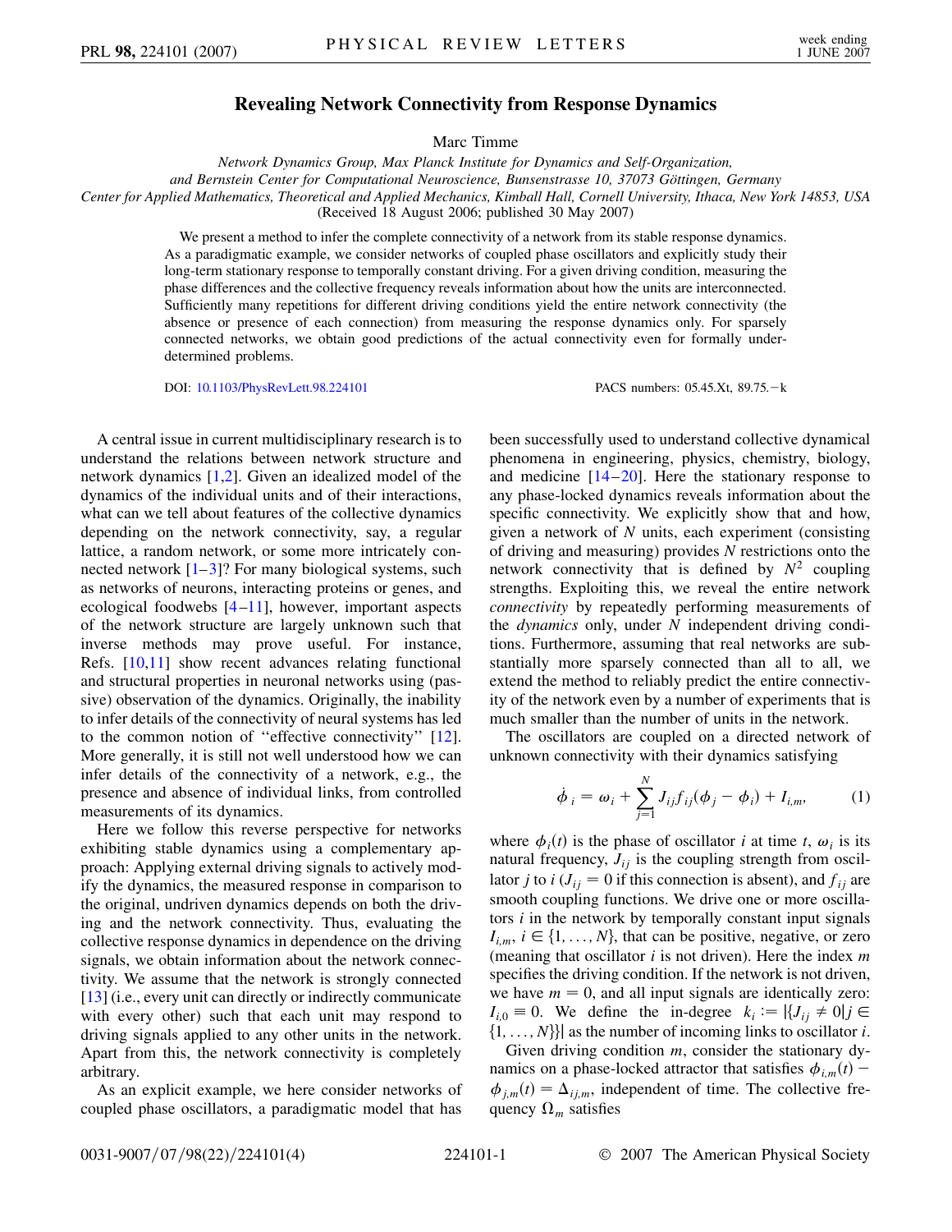# Revealing Network Connectivity from Response Dynamics

Marc Timme

*Network Dynamics Group, Max Planck Institute for Dynamics and Self-Organization, and Bernstein Center for Computational Neuroscience, Bunsenstrasse 10, 37073 Göttingen, Germany*
*Center for Applied Mathematics, Theoretical and Applied Mechanics, Kimball Hall, Cornell University, Ithaca, New York 14853, USA*
(Received 18 August 2006; published 30 May 2007)

We present a method to infer the complete connectivity of a network from its stable response dynamics. As a paradigmatic example, we consider networks of coupled phase oscillators and explicitly study their long-term stationary response to temporally constant driving. For a given driving condition, measuring the phase differences and the collective frequency reveals information about how the units are interconnected. Sufficiently many repetitions for different driving conditions yield the entire network connectivity (the absence or presence of each connection) from measuring the response dynamics only. For sparsely connected networks, we obtain good predictions of the actual connectivity even for formally under-determined problems.

DOI: 10.1103/PhysRevLett.98.224101 PACS numbers: 05.45.Xt, 89.75.−k

A central issue in current multidisciplinary research is to understand the relations between network structure and network dynamics [1,2]. Given an idealized model of the dynamics of the individual units and of their interactions, what can we tell about features of the collective dynamics depending on the network connectivity, say, a regular lattice, a random network, or some more intricately connected network [1–3]? For many biological systems, such as networks of neurons, interacting proteins or genes, and ecological foodwebs [4–11], however, important aspects of the network structure are largely unknown such that inverse methods may prove useful. For instance, Refs. [10,11] show recent advances relating functional and structural properties in neuronal networks using (passive) observation of the dynamics. Originally, the inability to infer details of the connectivity of neural systems has led to the common notion of "effective connectivity" [12]. More generally, it is still not well understood how we can infer details of the connectivity of a network, e.g., the presence and absence of individual links, from controlled measurements of its dynamics.

Here we follow this reverse perspective for networks exhibiting stable dynamics using a complementary approach: Applying external driving signals to actively modify the dynamics, the measured response in comparison to the original, undriven dynamics depends on both the driving and the network connectivity. Thus, evaluating the collective response dynamics in dependence on the driving signals, we obtain information about the network connectivity. We assume that the network is strongly connected [13] (i.e., every unit can directly or indirectly communicate with every other) such that each unit may respond to driving signals applied to any other units in the network. Apart from this, the network connectivity is completely arbitrary.

As an explicit example, we here consider networks of coupled phase oscillators, a paradigmatic model that has been successfully used to understand collective dynamical phenomena in engineering, physics, chemistry, biology, and medicine [14–20]. Here the stationary response to any phase-locked dynamics reveals information about the specific connectivity. We explicitly show that and how, given a network of $N$ units, each experiment (consisting of driving and measuring) provides $N$ restrictions onto the network connectivity that is defined by $N^2$ coupling strengths. Exploiting this, we reveal the entire network *connectivity* by repeatedly performing measurements of the *dynamics* only, under $N$ independent driving conditions. Furthermore, assuming that real networks are substantially more sparsely connected than all to all, we extend the method to reliably predict the entire connectivity of the network even by a number of experiments that is much smaller than the number of units in the network.

The oscillators are coupled on a directed network of unknown connectivity with their dynamics satisfying

$$\dot{\phi}_i = \omega_i + \sum_{j=1}^{N} J_{ij} f_{ij}(\phi_j - \phi_i) + I_{i,m}, \tag{1}$$

where $\phi_i(t)$ is the phase of oscillator $i$ at time $t$, $\omega_i$ is its natural frequency, $J_{ij}$ is the coupling strength from oscillator $j$ to $i$ ($J_{ij} = 0$ if this connection is absent), and $f_{ij}$ are smooth coupling functions. We drive one or more oscillators $i$ in the network by temporally constant input signals $I_{i,m}$, $i \in \{1, \ldots, N\}$, that can be positive, negative, or zero (meaning that oscillator $i$ is not driven). Here the index $m$ specifies the driving condition. If the network is not driven, we have $m = 0$, and all input signals are identically zero: $I_{i,0} \equiv 0$. We define the in-degree $k_i := |\{J_{ij} \neq 0 | j \in \{1, \ldots, N\}\}|$ as the number of incoming links to oscillator $i$.

Given driving condition $m$, consider the stationary dynamics on a phase-locked attractor that satisfies $\phi_{i,m}(t) - \phi_{j,m}(t) = \Delta_{ij,m}$, independent of time. The collective frequency $\Omega_m$ satisfies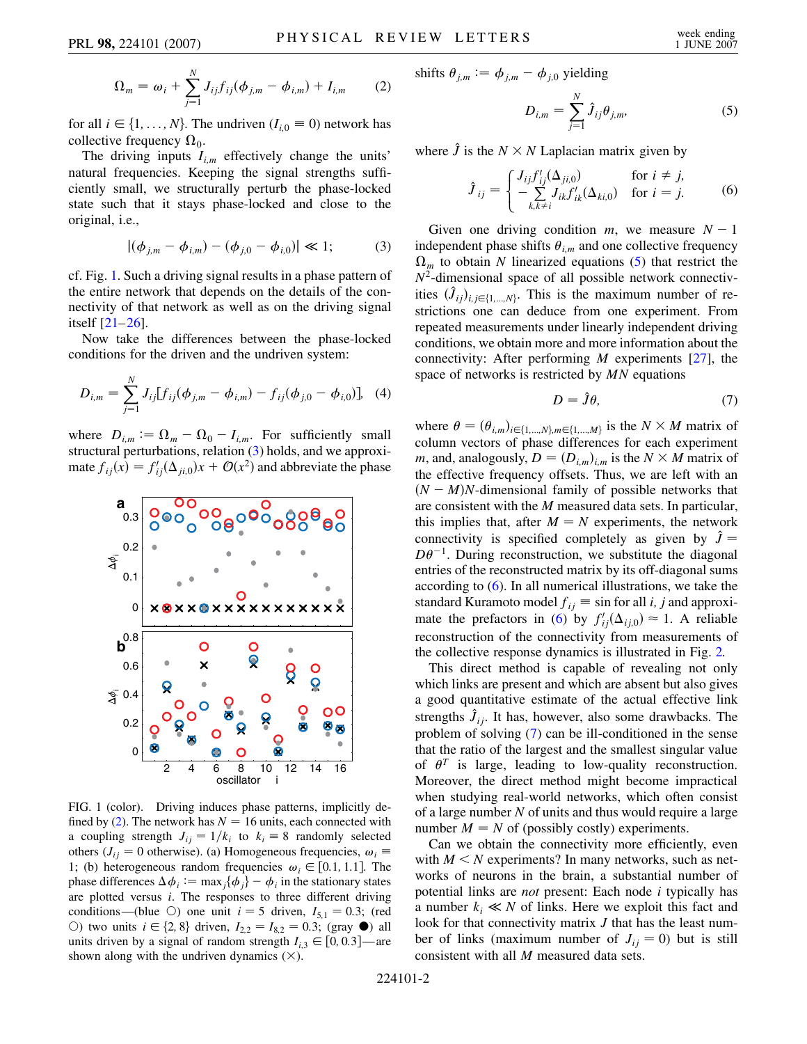$$\Omega_m = \omega_i + \sum_{j=1}^{N} J_{ij} f_{ij}(\phi_{j,m} - \phi_{i,m}) + I_{i,m} \qquad (2)$$

for all $i \in \{1, \ldots, N\}$. The undriven ($I_{i,0} \equiv 0$) network has collective frequency $\Omega_0$.

The driving inputs $I_{i,m}$ effectively change the units' natural frequencies. Keeping the signal strengths sufficiently small, we structurally perturb the phase-locked state such that it stays phase-locked and close to the original, i.e.,

$$|(\phi_{j,m} - \phi_{i,m}) - (\phi_{j,0} - \phi_{i,0})| \ll 1; \qquad (3)$$

cf. Fig. 1. Such a driving signal results in a phase pattern of the entire network that depends on the details of the connectivity of that network as well as on the driving signal itself [21–26].

Now take the differences between the phase-locked conditions for the driven and the undriven system:

$$D_{i,m} = \sum_{j=1}^{N} J_{ij}[f_{ij}(\phi_{j,m} - \phi_{i,m}) - f_{ij}(\phi_{j,0} - \phi_{i,0})], \quad (4)$$

where $D_{i,m} := \Omega_m - \Omega_0 - I_{i,m}$. For sufficiently small structural perturbations, relation (3) holds, and we approximate $f_{ij}(x) = f'_{ij}(\Delta_{ji,0})x + \mathcal{O}(x^2)$ and abbreviate the phase shifts $\theta_{j,m} := \phi_{j,m} - \phi_{j,0}$ yielding

$$D_{i,m} = \sum_{j=1}^{N} \hat{J}_{ij} \theta_{j,m}, \qquad (5)$$

where $\hat{J}$ is the $N \times N$ Laplacian matrix given by

$$\hat{J}_{ij} = \begin{cases} J_{ij} f'_{ij}(\Delta_{ji,0}) & \text{for } i \neq j, \\ -\sum_{k,k \neq i} J_{ik} f'_{ik}(\Delta_{ki,0}) & \text{for } i = j. \end{cases} \qquad (6)$$

FIG. 1 (color). Driving induces phase patterns, implicitly defined by (2). The network has $N = 16$ units, each connected with a coupling strength $J_{ij} = 1/k_i$ to $k_i \equiv 8$ randomly selected others ($J_{ij} = 0$ otherwise). (a) Homogeneous frequencies, $\omega_i \equiv 1$; (b) heterogeneous random frequencies $\omega_i \in [0.1, 1.1]$. The phase differences $\Delta\phi_i := \max_j\{\phi_j\} - \phi_i$ in the stationary states are plotted versus $i$. The responses to three different driving conditions—(blue ○) one unit $i = 5$ driven, $I_{5,1} = 0.3$; (red ○) two units $i \in \{2, 8\}$ driven, $I_{2,2} = I_{8,2} = 0.3$; (gray ●) all units driven by a signal of random strength $I_{i,3} \in [0, 0.3]$—are shown along with the undriven dynamics (×).

Given one driving condition $m$, we measure $N - 1$ independent phase shifts $\theta_{i,m}$ and one collective frequency $\Omega_m$ to obtain $N$ linearized equations (5) that restrict the $N^2$-dimensional space of all possible network connectivities $(\hat{J}_{ij})_{i,j \in \{1,\ldots,N\}}$. This is the maximum number of restrictions one can deduce from one experiment. From repeated measurements under linearly independent driving conditions, we obtain more and more information about the connectivity: After performing $M$ experiments [27], the space of networks is restricted by $MN$ equations

$$D = \hat{J}\theta, \qquad (7)$$

where $\theta = (\theta_{i,m})_{i \in \{1,\ldots,N\}, m \in \{1,\ldots,M\}}$ is the $N \times M$ matrix of column vectors of phase differences for each experiment $m$, and, analogously, $D = (D_{i,m})_{i,m}$ is the $N \times M$ matrix of the effective frequency offsets. Thus, we are left with an $(N - M)N$-dimensional family of possible networks that are consistent with the $M$ measured data sets. In particular, this implies that, after $M = N$ experiments, the network connectivity is specified completely as given by $\hat{J} = D\theta^{-1}$. During reconstruction, we substitute the diagonal entries of the reconstructed matrix by its off-diagonal sums according to (6). In all numerical illustrations, we take the standard Kuramoto model $f_{ij} \equiv \sin$ for all $i, j$ and approximate the prefactors in (6) by $f'_{ij}(\Delta_{ij,0}) \approx 1$. A reliable reconstruction of the connectivity from measurements of the collective response dynamics is illustrated in Fig. 2.

This direct method is capable of revealing not only which links are present and which are absent but also gives a good quantitative estimate of the actual effective link strengths $\hat{J}_{ij}$. It has, however, also some drawbacks. The problem of solving (7) can be ill-conditioned in the sense that the ratio of the largest and the smallest singular value of $\theta^T$ is large, leading to low-quality reconstruction. Moreover, the direct method might become impractical when studying real-world networks, which often consist of a large number $N$ of units and thus would require a large number $M = N$ of (possibly costly) experiments.

Can we obtain the connectivity more efficiently, even with $M < N$ experiments? In many networks, such as networks of neurons in the brain, a substantial number of potential links are *not* present: Each node $i$ typically has a number $k_i \ll N$ of links. Here we exploit this fact and look for that connectivity matrix $J$ that has the least number of links (maximum number of $J_{ij} = 0$) but is still consistent with all $M$ measured data sets.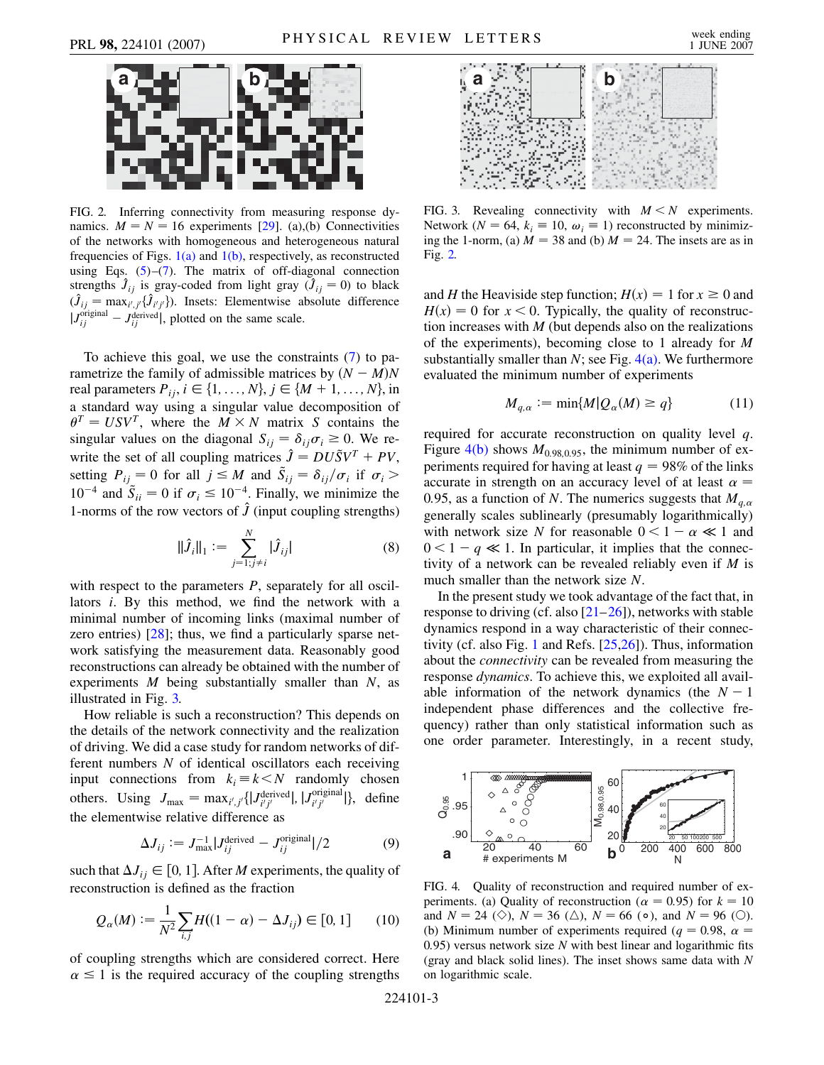FIG. 2. Inferring connectivity from measuring response dynamics. $M = N = 16$ experiments [29]. (a),(b) Connectivities of the networks with homogeneous and heterogeneous natural frequencies of Figs. 1(a) and 1(b), respectively, as reconstructed using Eqs. (5)–(7). The matrix of off-diagonal connection strengths $\hat{J}_{ij}$ is gray-coded from light gray ($\hat{J}_{ij} = 0$) to black ($\hat{J}_{ij} = \max_{i',j'}\{\hat{J}_{i'j'}\}$). Insets: Elementwise absolute difference $|J_{ij}^{\text{original}} - J_{ij}^{\text{derived}}|$, plotted on the same scale.

To achieve this goal, we use the constraints (7) to parametrize the family of admissible matrices by $(N - M)N$ real parameters $P_{ij}$, $i \in \{1, \ldots, N\}$, $j \in \{M + 1, \ldots, N\}$, in a standard way using a singular value decomposition of $\theta^T = USV^T$, where the $M \times N$ matrix $S$ contains the singular values on the diagonal $S_{ij} = \delta_{ij}\sigma_i \geq 0$. We rewrite the set of all coupling matrices $\hat{J} = DU\tilde{S}V^T + PV$, setting $P_{ij} = 0$ for all $j \leq M$ and $\tilde{S}_{ij} = \delta_{ij}/\sigma_i$ if $\sigma_i > 10^{-4}$ and $\tilde{S}_{ii} = 0$ if $\sigma_i \leq 10^{-4}$. Finally, we minimize the 1-norms of the row vectors of $\hat{J}$ (input coupling strengths)

$$\|\hat{J}_i\|_1 := \sum_{j=1; j \neq i}^{N} |\hat{J}_{ij}| \tag{8}$$

with respect to the parameters $P$, separately for all oscillators $i$. By this method, we find the network with a minimal number of incoming links (maximal number of zero entries) [28]; thus, we find a particularly sparse network satisfying the measurement data. Reasonably good reconstructions can already be obtained with the number of experiments $M$ being substantially smaller than $N$, as illustrated in Fig. 3.

How reliable is such a reconstruction? This depends on the details of the network connectivity and the realization of driving. We did a case study for random networks of different numbers $N$ of identical oscillators each receiving input connections from $k_i \equiv k < N$ randomly chosen others. Using $J_{\max} = \max_{i',j'}\{|J_{i'j'}^{\text{derived}}|, |J_{i'j'}^{\text{original}}|\}$, define the elementwise relative difference as

$$\Delta J_{ij} := J_{\max}^{-1}|J_{ij}^{\text{derived}} - J_{ij}^{\text{original}}|/2 \tag{9}$$

such that $\Delta J_{ij} \in [0, 1]$. After $M$ experiments, the quality of reconstruction is defined as the fraction

$$Q_\alpha(M) := \frac{1}{N^2}\sum_{i,j} H((1 - \alpha) - \Delta J_{ij}) \in [0, 1] \tag{10}$$

of coupling strengths which are considered correct. Here $\alpha \leq 1$ is the required accuracy of the coupling strengths and $H$ the Heaviside step function; $H(x) = 1$ for $x \geq 0$ and $H(x) = 0$ for $x < 0$. Typically, the quality of reconstruction increases with $M$ (but depends also on the realizations of the experiments), becoming close to 1 already for $M$ substantially smaller than $N$; see Fig. 4(a). We furthermore evaluated the minimum number of experiments

$$M_{q,\alpha} := \min\{M | Q_\alpha(M) \geq q\} \tag{11}$$

required for accurate reconstruction on quality level $q$. Figure 4(b) shows $M_{0.98,0.95}$, the minimum number of experiments required for having at least $q = 98\%$ of the links accurate in strength on an accuracy level of at least $\alpha = 0.95$, as a function of $N$. The numerics suggests that $M_{q,\alpha}$ generally scales sublinearly (presumably logarithmically) with network size $N$ for reasonable $0 < 1 - \alpha \ll 1$ and $0 < 1 - q \ll 1$. In particular, it implies that the connectivity of a network can be revealed reliably even if $M$ is much smaller than the network size $N$.

FIG. 3. Revealing connectivity with $M < N$ experiments. Network ($N = 64$, $k_i \equiv 10$, $\omega_i \equiv 1$) reconstructed by minimizing the 1-norm, (a) $M = 38$ and (b) $M = 24$. The insets are as in Fig. 2.

In the present study we took advantage of the fact that, in response to driving (cf. also [21–26]), networks with stable dynamics respond in a way characteristic of their connectivity (cf. also Fig. 1 and Refs. [25,26]). Thus, information about the *connectivity* can be revealed from measuring the response *dynamics*. To achieve this, we exploited all available information of the network dynamics (the $N - 1$ independent phase differences and the collective frequency) rather than only statistical information such as one order parameter. Interestingly, in a recent study,

FIG. 4. Quality of reconstruction and required number of experiments. (a) Quality of reconstruction ($\alpha = 0.95$) for $k = 10$ and $N = 24$ (◇), $N = 36$ (△), $N = 66$ (∘), and $N = 96$ (○). (b) Minimum number of experiments required ($q = 0.98$, $\alpha = 0.95$) versus network size $N$ with best linear and logarithmic fits (gray and black solid lines). The inset shows same data with $N$ on logarithmic scale.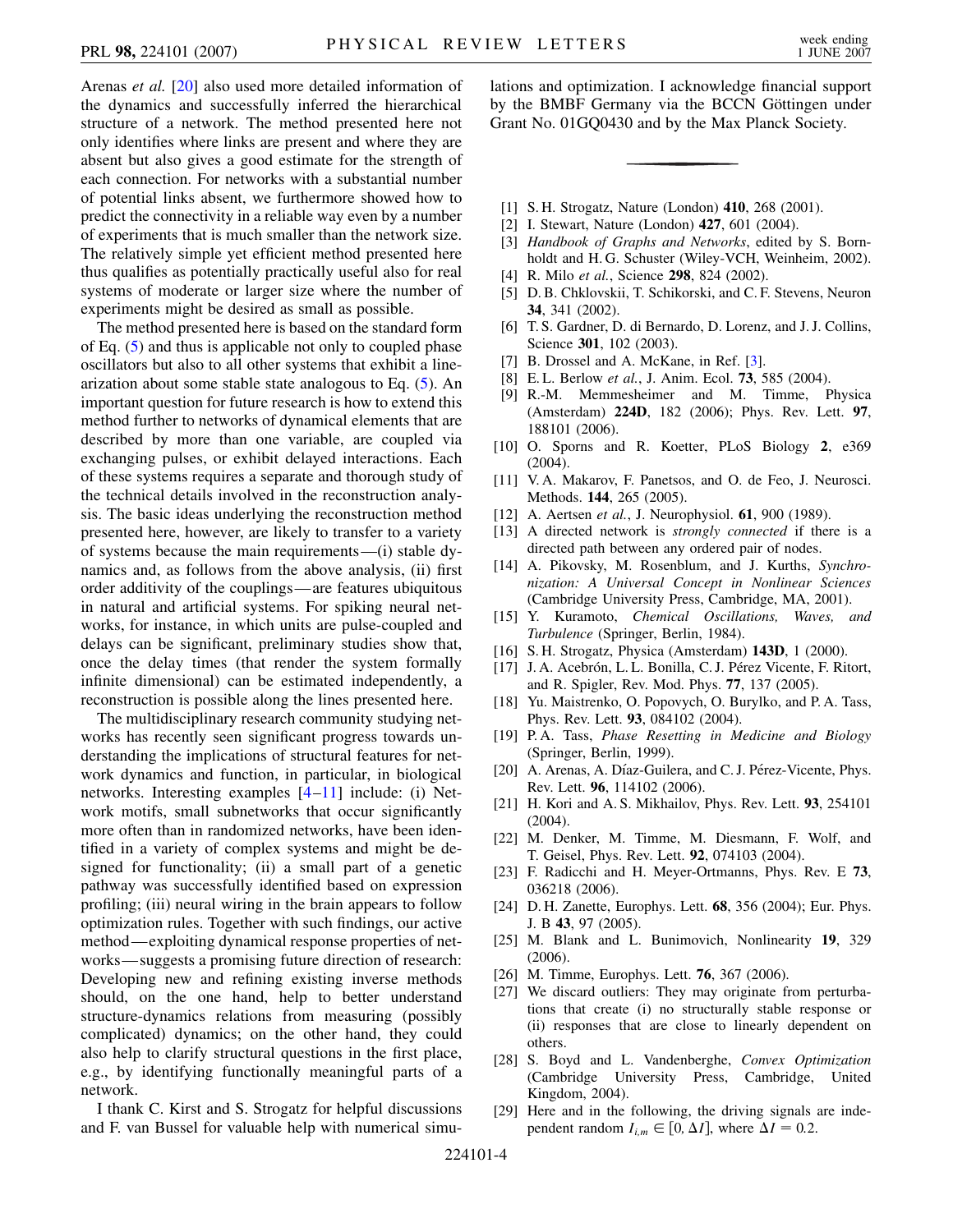Arenas *et al.* [20] also used more detailed information of the dynamics and successfully inferred the hierarchical structure of a network. The method presented here not only identifies where links are present and where they are absent but also gives a good estimate for the strength of each connection. For networks with a substantial number of potential links absent, we furthermore showed how to predict the connectivity in a reliable way even by a number of experiments that is much smaller than the network size. The relatively simple yet efficient method presented here thus qualifies as potentially practically useful also for real systems of moderate or larger size where the number of experiments might be desired as small as possible.

The method presented here is based on the standard form of Eq. (5) and thus is applicable not only to coupled phase oscillators but also to all other systems that exhibit a linearization about some stable state analogous to Eq. (5). An important question for future research is how to extend this method further to networks of dynamical elements that are described by more than one variable, are coupled via exchanging pulses, or exhibit delayed interactions. Each of these systems requires a separate and thorough study of the technical details involved in the reconstruction analysis. The basic ideas underlying the reconstruction method presented here, however, are likely to transfer to a variety of systems because the main requirements—(i) stable dynamics and, as follows from the above analysis, (ii) first order additivity of the couplings—are features ubiquitous in natural and artificial systems. For spiking neural networks, for instance, in which units are pulse-coupled and delays can be significant, preliminary studies show that, once the delay times (that render the system formally infinite dimensional) can be estimated independently, a reconstruction is possible along the lines presented here.

The multidisciplinary research community studying networks has recently seen significant progress towards understanding the implications of structural features for network dynamics and function, in particular, in biological networks. Interesting examples [4–11] include: (i) Network motifs, small subnetworks that occur significantly more often than in randomized networks, have been identified in a variety of complex systems and might be designed for functionality; (ii) a small part of a genetic pathway was successfully identified based on expression profiling; (iii) neural wiring in the brain appears to follow optimization rules. Together with such findings, our active method—exploiting dynamical response properties of networks—suggests a promising future direction of research: Developing new and refining existing inverse methods should, on the one hand, help to better understand structure-dynamics relations from measuring (possibly complicated) dynamics; on the other hand, they could also help to clarify structural questions in the first place, e.g., by identifying functionally meaningful parts of a network.

I thank C. Kirst and S. Strogatz for helpful discussions and F. van Bussel for valuable help with numerical simulations and optimization. I acknowledge financial support by the BMBF Germany via the BCCN Göttingen under Grant No. 01GQ0430 and by the Max Planck Society.

---

[1] S. H. Strogatz, Nature (London) **410**, 268 (2001).

[2] I. Stewart, Nature (London) **427**, 601 (2004).

[3] *Handbook of Graphs and Networks*, edited by S. Bornholdt and H. G. Schuster (Wiley-VCH, Weinheim, 2002).

[4] R. Milo *et al.*, Science **298**, 824 (2002).

[5] D. B. Chklovskii, T. Schikorski, and C. F. Stevens, Neuron **34**, 341 (2002).

[6] T. S. Gardner, D. di Bernardo, D. Lorenz, and J. J. Collins, Science **301**, 102 (2003).

[7] B. Drossel and A. McKane, in Ref. [3].

[8] E. L. Berlow *et al.*, J. Anim. Ecol. **73**, 585 (2004).

[9] R.-M. Memmesheimer and M. Timme, Physica (Amsterdam) **224D**, 182 (2006); Phys. Rev. Lett. **97**, 188101 (2006).

[10] O. Sporns and R. Koetter, PLoS Biology **2**, e369 (2004).

[11] V. A. Makarov, F. Panetsos, and O. de Feo, J. Neurosci. Methods. **144**, 265 (2005).

[12] A. Aertsen *et al.*, J. Neurophysiol. **61**, 900 (1989).

[13] A directed network is *strongly connected* if there is a directed path between any ordered pair of nodes.

[14] A. Pikovsky, M. Rosenblum, and J. Kurths, *Synchronization: A Universal Concept in Nonlinear Sciences* (Cambridge University Press, Cambridge, MA, 2001).

[15] Y. Kuramoto, *Chemical Oscillations, Waves, and Turbulence* (Springer, Berlin, 1984).

[16] S. H. Strogatz, Physica (Amsterdam) **143D**, 1 (2000).

[17] J. A. Acebrón, L. L. Bonilla, C. J. Pérez Vicente, F. Ritort, and R. Spigler, Rev. Mod. Phys. **77**, 137 (2005).

[18] Yu. Maistrenko, O. Popovych, O. Burylko, and P. A. Tass, Phys. Rev. Lett. **93**, 084102 (2004).

[19] P. A. Tass, *Phase Resetting in Medicine and Biology* (Springer, Berlin, 1999).

[20] A. Arenas, A. Díaz-Guilera, and C. J. Pérez-Vicente, Phys. Rev. Lett. **96**, 114102 (2006).

[21] H. Kori and A. S. Mikhailov, Phys. Rev. Lett. **93**, 254101 (2004).

[22] M. Denker, M. Timme, M. Diesmann, F. Wolf, and T. Geisel, Phys. Rev. Lett. **92**, 074103 (2004).

[23] F. Radicchi and H. Meyer-Ortmanns, Phys. Rev. E **73**, 036218 (2006).

[24] D. H. Zanette, Europhys. Lett. **68**, 356 (2004); Eur. Phys. J. B **43**, 97 (2005).

[25] M. Blank and L. Bunimovich, Nonlinearity **19**, 329 (2006).

[26] M. Timme, Europhys. Lett. **76**, 367 (2006).

[27] We discard outliers: They may originate from perturbations that create (i) no structurally stable response or (ii) responses that are close to linearly dependent on others.

[28] S. Boyd and L. Vandenberghe, *Convex Optimization* (Cambridge University Press, Cambridge, United Kingdom, 2004).

[29] Here and in the following, the driving signals are independent random $I_{i,m} \in [0, \Delta I]$, where $\Delta I = 0.2$.